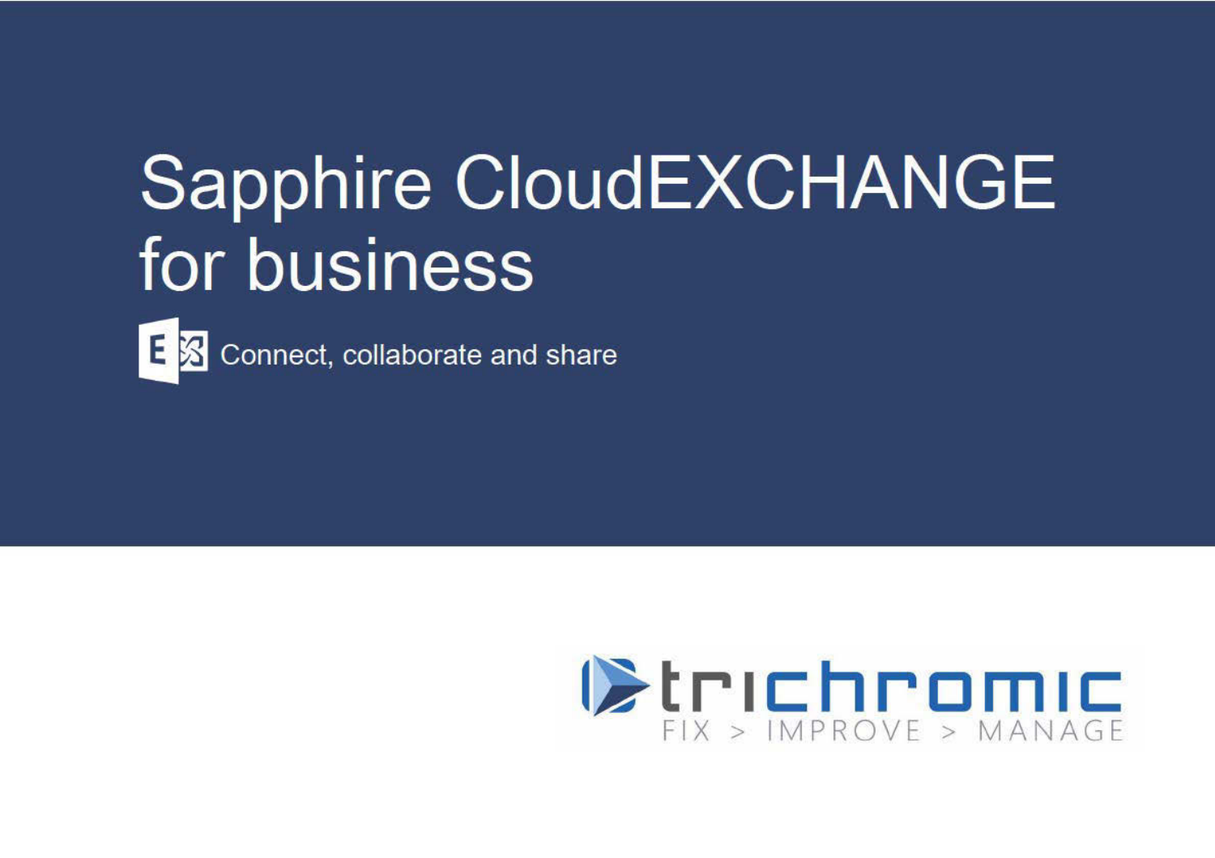# Sapphire CloudEXCHANGE for business

Connect, collaborate and share

trichromic

FIX > IMPROVE > MANAGE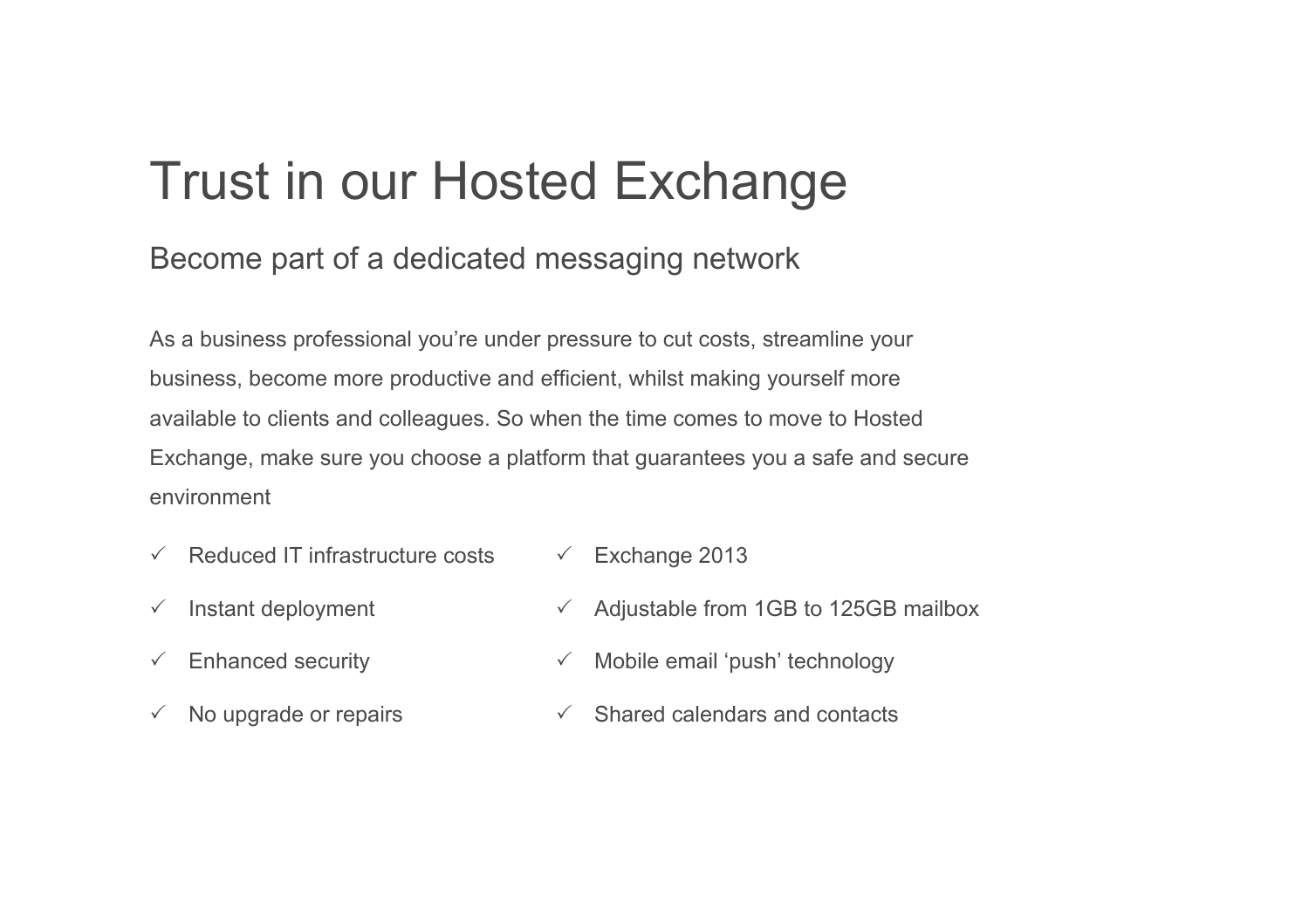# Trust in our Hosted Exchange

## Become part of a dedicated messaging network

As a business professional you're under pressure to cut costs, streamline your business, become more productive and efficient, whilst making yourself more available to clients and colleagues. So when the time comes to move to Hosted Exchange, make sure you choose a platform that guarantees you a safe and secure environment

- ✓ Reduced IT infrastructure costs
- ✓ Instant deployment
- ✓ Enhanced security
- ✓ No upgrade or repairs
- ✓ Exchange 2013
- ✓ Adjustable from 1GB to 125GB mailbox
- ✓ Mobile email 'push' technology
- ✓ Shared calendars and contacts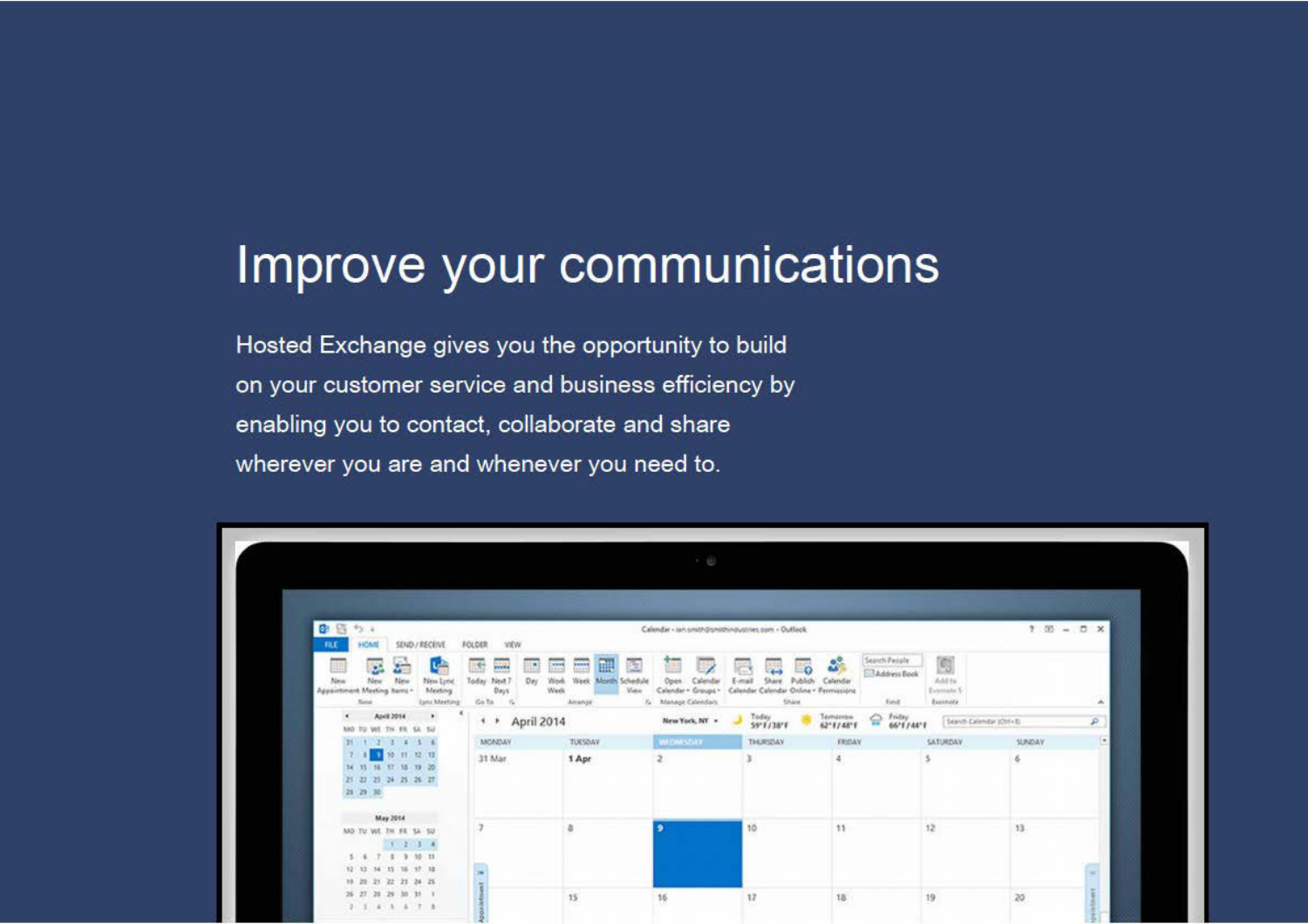# Improve your communications

Hosted Exchange gives you the opportunity to build on your customer service and business efficiency by enabling you to contact, collaborate and share wherever you are and whenever you need to.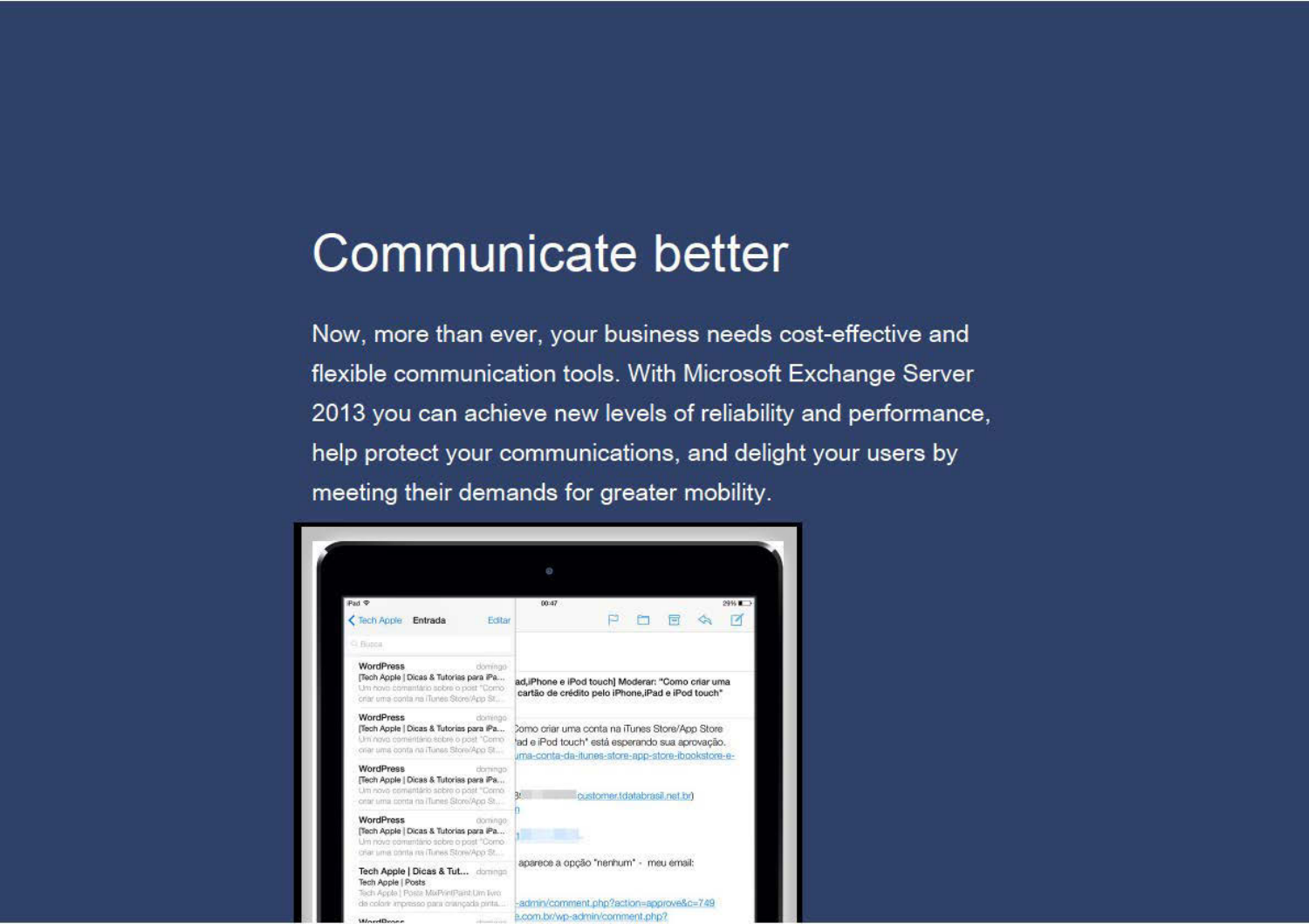# Communicate better

Now, more than ever, your business needs cost-effective and flexible communication tools. With Microsoft Exchange Server 2013 you can achieve new levels of reliability and performance, help protect your communications, and delight your users by meeting their demands for greater mobility.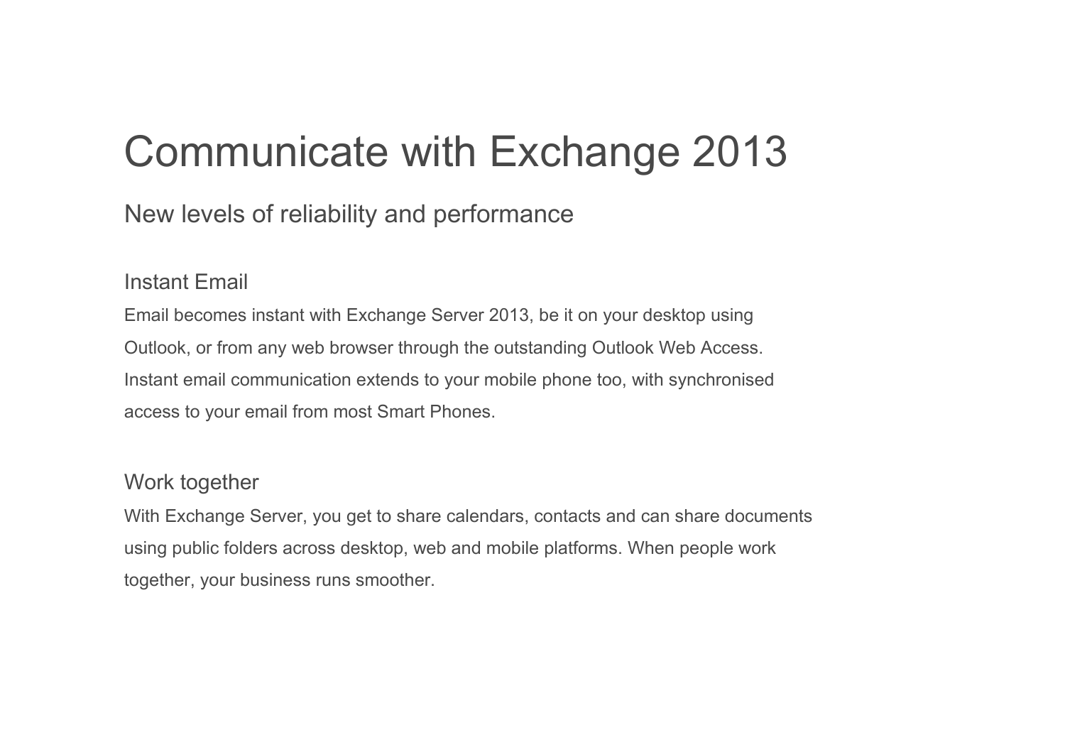# Communicate with Exchange 2013

## New levels of reliability and performance

### Instant Email

Email becomes instant with Exchange Server 2013, be it on your desktop using Outlook, or from any web browser through the outstanding Outlook Web Access. Instant email communication extends to your mobile phone too, with synchronised access to your email from most Smart Phones.

### Work together

With Exchange Server, you get to share calendars, contacts and can share documents using public folders across desktop, web and mobile platforms. When people work together, your business runs smoother.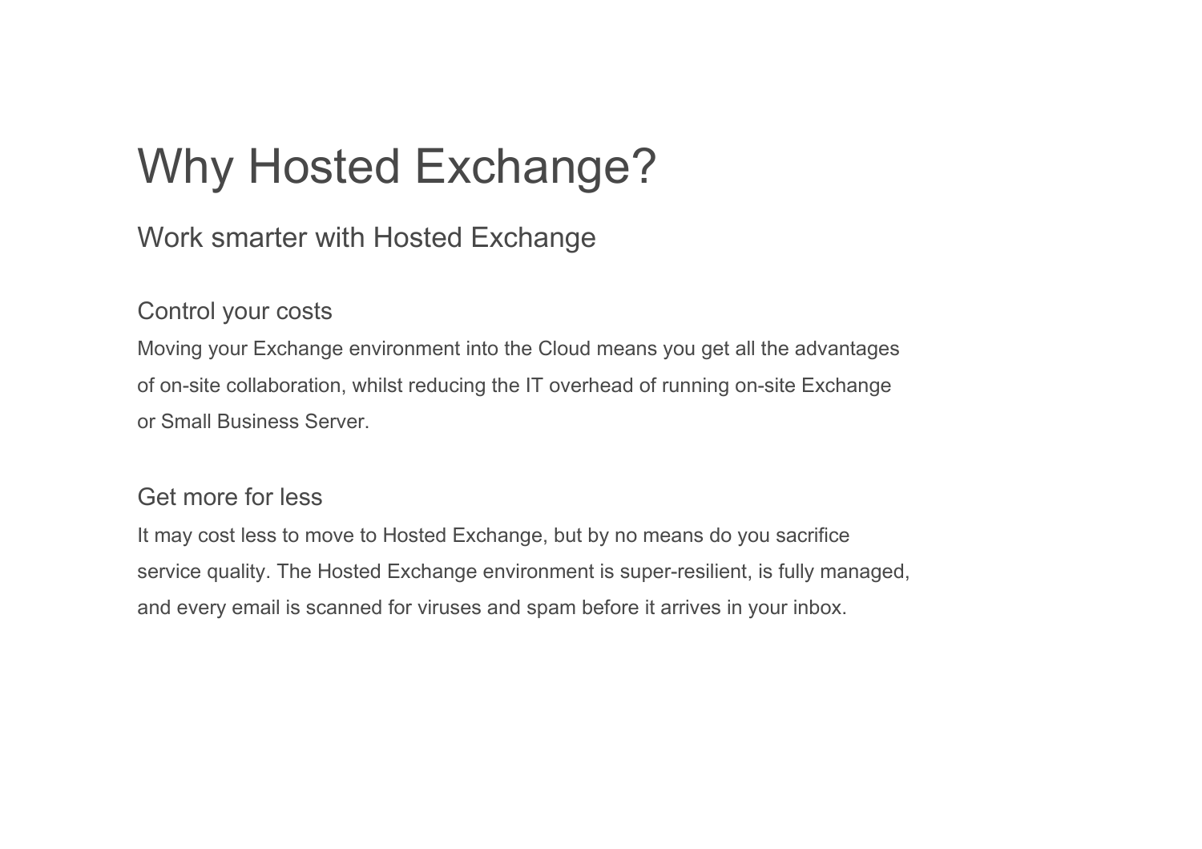# Why Hosted Exchange?

## Work smarter with Hosted Exchange

### Control your costs

Moving your Exchange environment into the Cloud means you get all the advantages of on-site collaboration, whilst reducing the IT overhead of running on-site Exchange or Small Business Server.

### Get more for less

It may cost less to move to Hosted Exchange, but by no means do you sacrifice service quality. The Hosted Exchange environment is super-resilient, is fully managed, and every email is scanned for viruses and spam before it arrives in your inbox.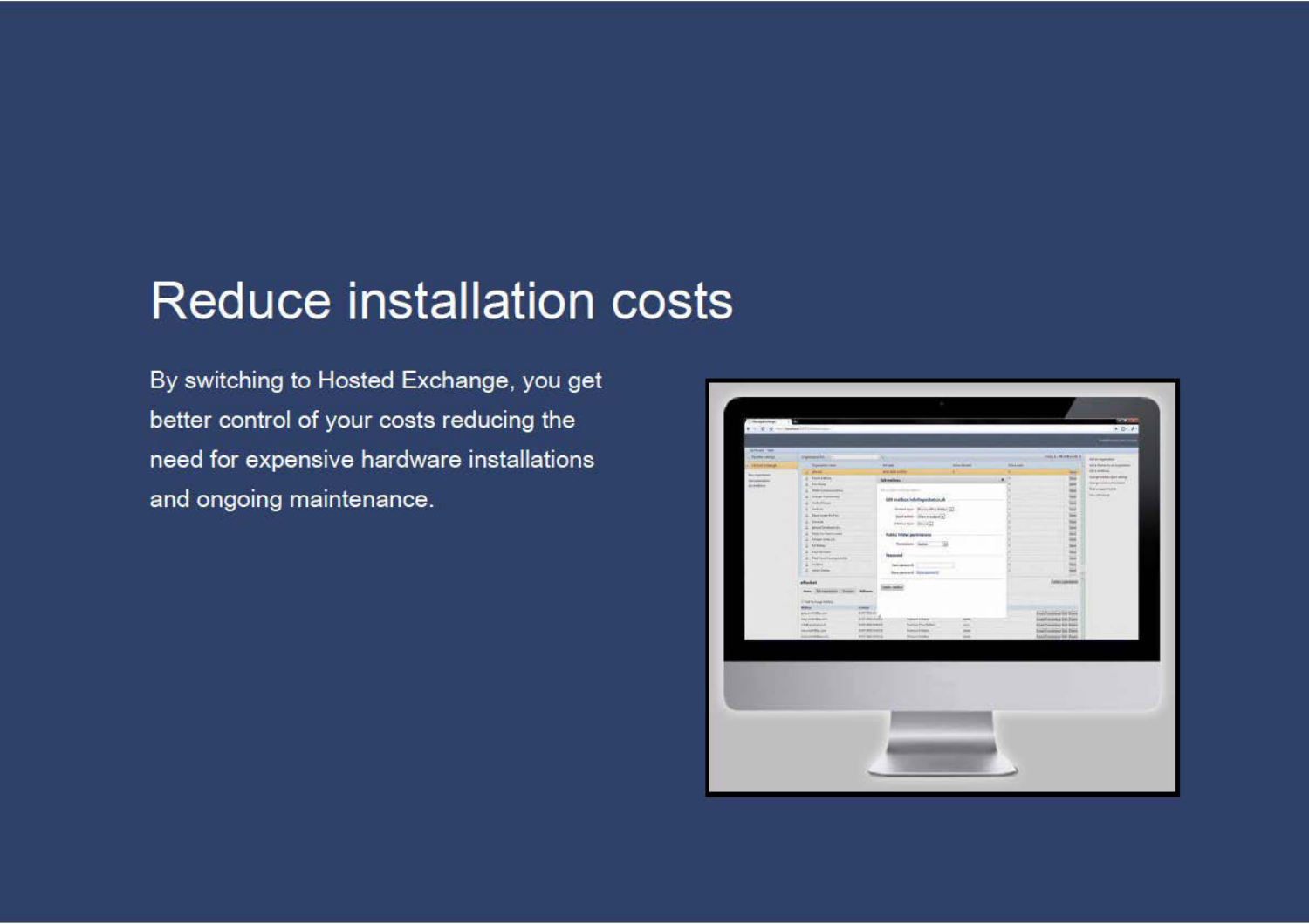# Reduce installation costs

By switching to Hosted Exchange, you get better control of your costs reducing the need for expensive hardware installations and ongoing maintenance.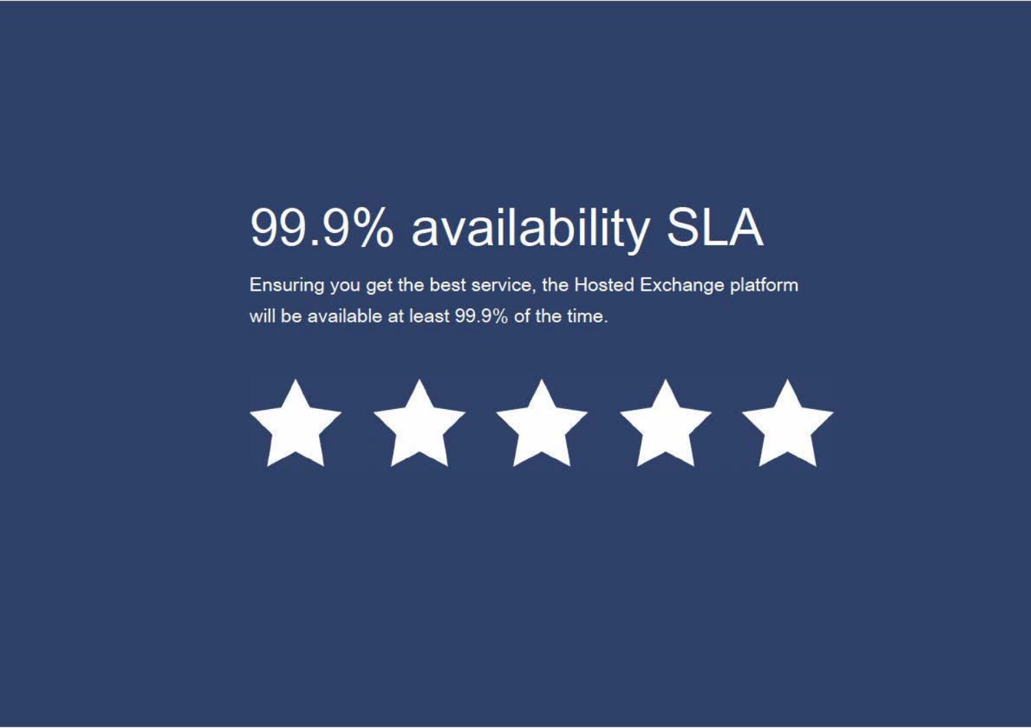# 99.9% availability SLA

Ensuring you get the best service, the Hosted Exchange platform will be available at least 99.9% of the time.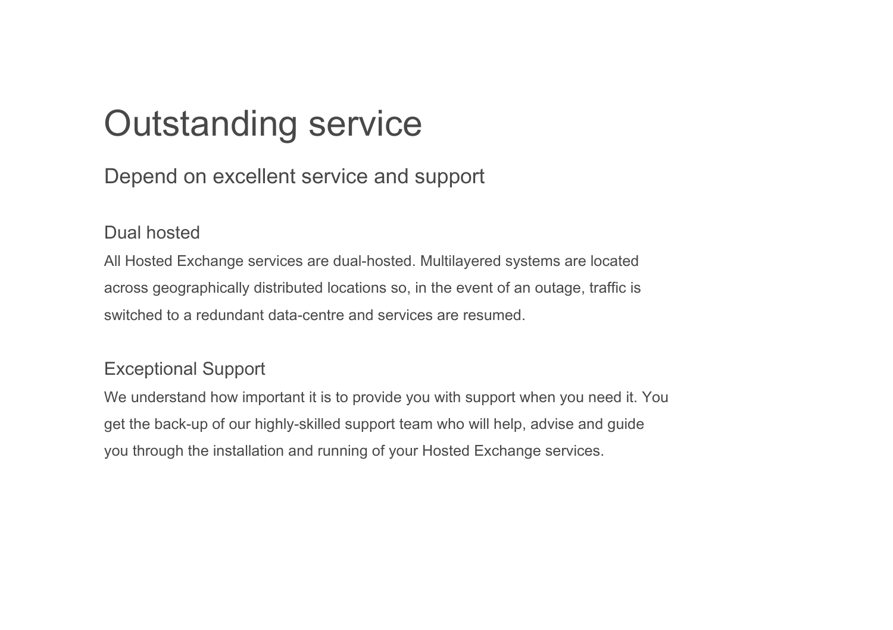# Outstanding service

## Depend on excellent service and support

### Dual hosted

All Hosted Exchange services are dual-hosted. Multilayered systems are located across geographically distributed locations so, in the event of an outage, traffic is switched to a redundant data-centre and services are resumed.

### Exceptional Support

We understand how important it is to provide you with support when you need it. You get the back-up of our highly-skilled support team who will help, advise and guide you through the installation and running of your Hosted Exchange services.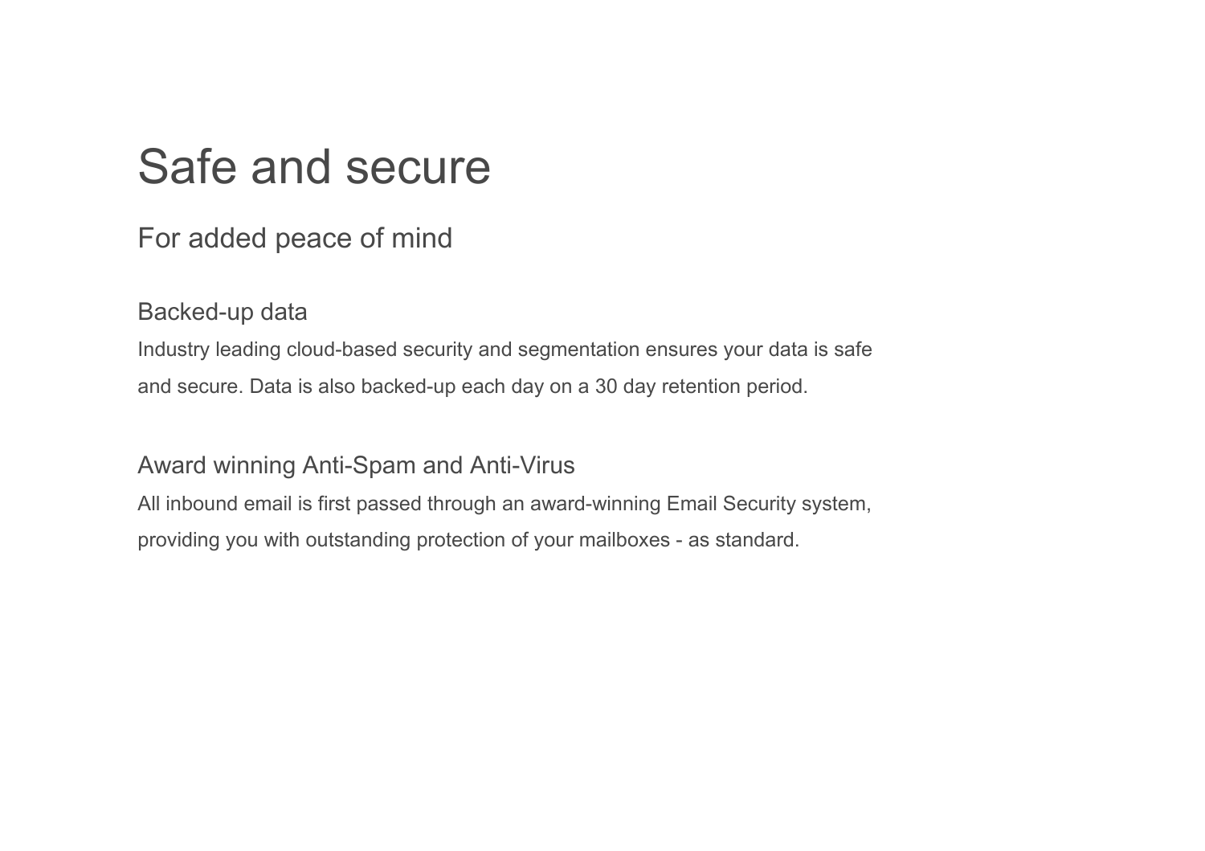# Safe and secure

## For added peace of mind

### Backed-up data

Industry leading cloud-based security and segmentation ensures your data is safe and secure. Data is also backed-up each day on a 30 day retention period.

### Award winning Anti-Spam and Anti-Virus

All inbound email is first passed through an award-winning Email Security system, providing you with outstanding protection of your mailboxes - as standard.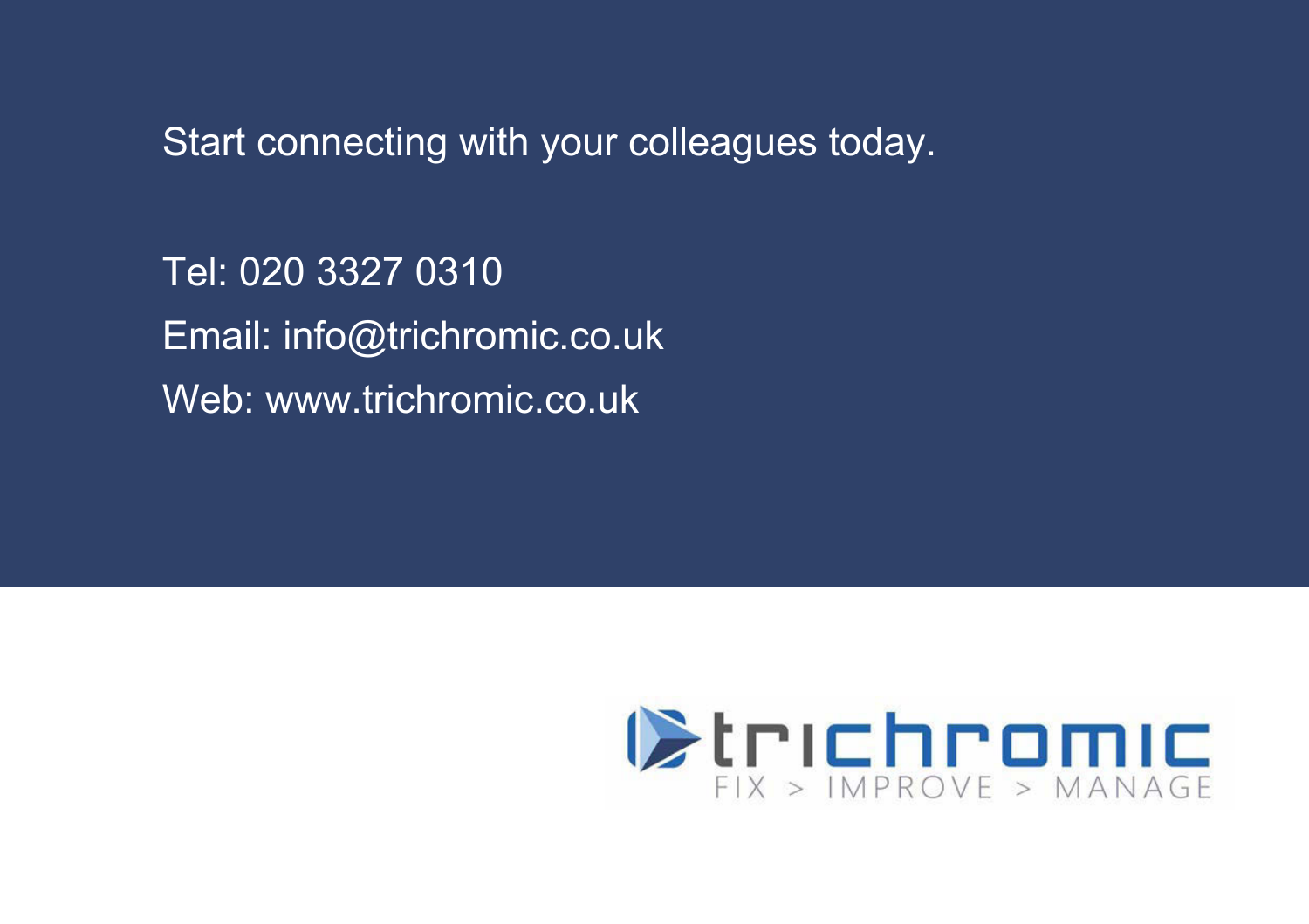Start connecting with your colleagues today.

Tel: 020 3327 0310

Email: info@trichromic.co.uk

Web: www.trichromic.co.uk

trichromic

FIX > IMPROVE > MANAGE